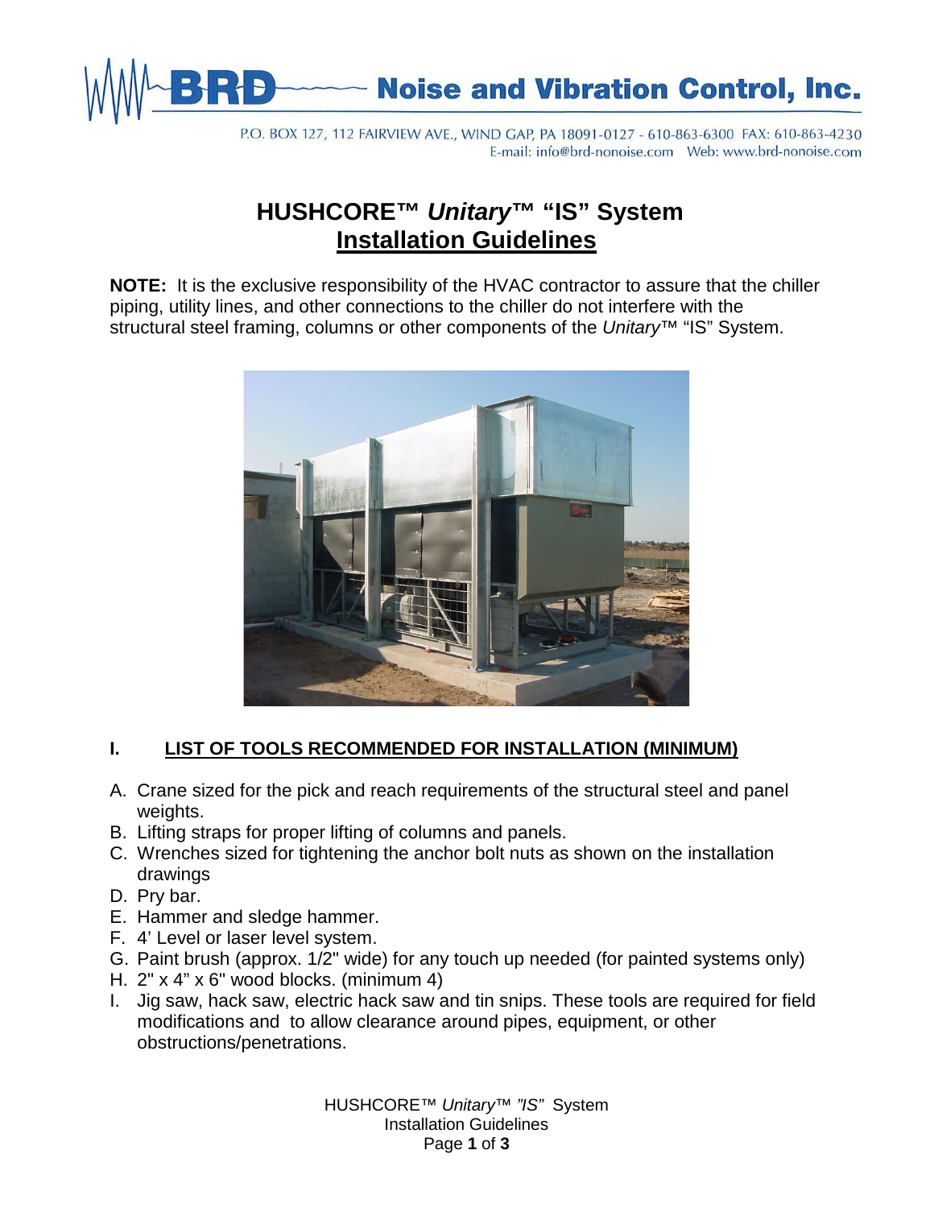BRD Noise and Vibration Control, Inc.

P.O. BOX 127, 112 FAIRVIEW AVE., WIND GAP, PA 18091-0127 - 610-863-6300 FAX: 610-863-4230
E-mail: info@brd-nonoise.com Web: www.brd-nonoise.com

# HUSHCORE™ *Unitary*™ "IS" System

## Installation Guidelines

**NOTE:** It is the exclusive responsibility of the HVAC contractor to assure that the chiller piping, utility lines, and other connections to the chiller do not interfere with the structural steel framing, columns or other components of the *Unitary*™ "IS" System.

### I. LIST OF TOOLS RECOMMENDED FOR INSTALLATION (MINIMUM)

A. Crane sized for the pick and reach requirements of the structural steel and panel weights.
B. Lifting straps for proper lifting of columns and panels.
C. Wrenches sized for tightening the anchor bolt nuts as shown on the installation drawings
D. Pry bar.
E. Hammer and sledge hammer.
F. 4' Level or laser level system.
G. Paint brush (approx. 1/2" wide) for any touch up needed (for painted systems only)
H. 2" x 4" x 6" wood blocks. (minimum 4)
I. Jig saw, hack saw, electric hack saw and tin snips. These tools are required for field modifications and to allow clearance around pipes, equipment, or other obstructions/penetrations.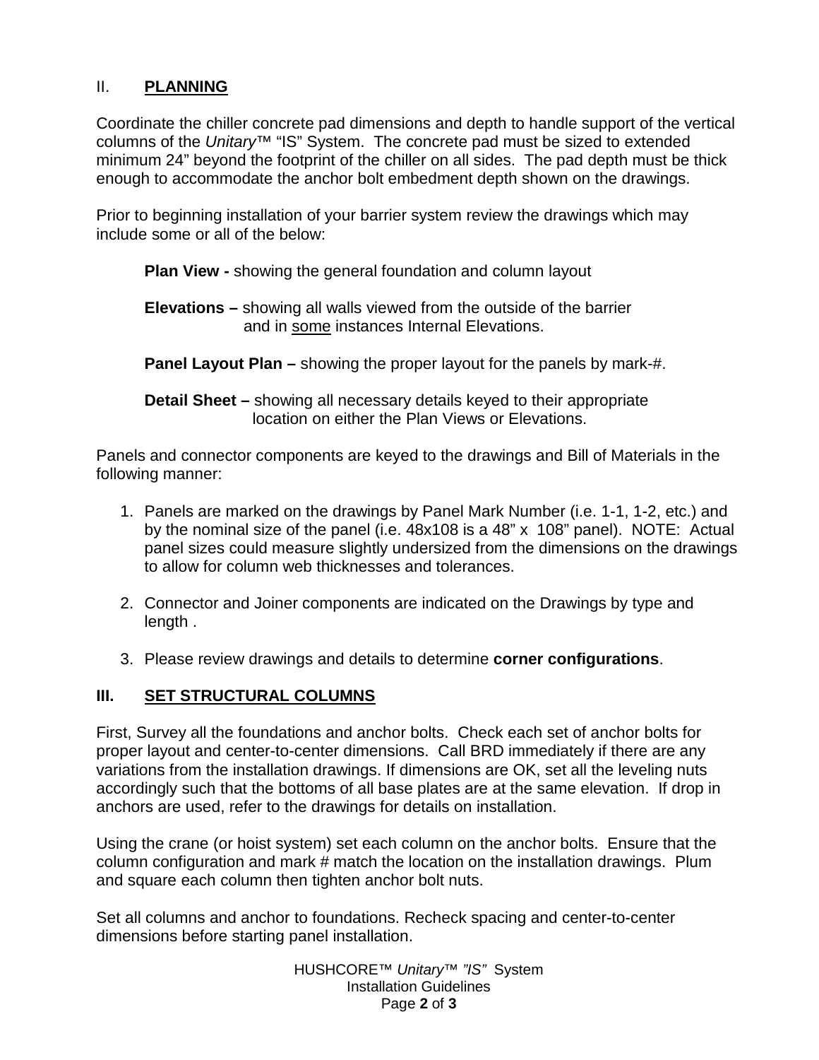## II. **PLANNING**

Coordinate the chiller concrete pad dimensions and depth to handle support of the vertical columns of the *Unitary*™ "IS" System. The concrete pad must be sized to extended minimum 24" beyond the footprint of the chiller on all sides. The pad depth must be thick enough to accommodate the anchor bolt embedment depth shown on the drawings.

Prior to beginning installation of your barrier system review the drawings which may include some or all of the below:

**Plan View -** showing the general foundation and column layout

**Elevations –** showing all walls viewed from the outside of the barrier and in <u>some</u> instances Internal Elevations.

**Panel Layout Plan –** showing the proper layout for the panels by mark-#.

**Detail Sheet –** showing all necessary details keyed to their appropriate location on either the Plan Views or Elevations.

Panels and connector components are keyed to the drawings and Bill of Materials in the following manner:

1. Panels are marked on the drawings by Panel Mark Number (i.e. 1-1, 1-2, etc.) and by the nominal size of the panel (i.e. 48x108 is a 48" x 108" panel). NOTE: Actual panel sizes could measure slightly undersized from the dimensions on the drawings to allow for column web thicknesses and tolerances.

2. Connector and Joiner components are indicated on the Drawings by type and length .

3. Please review drawings and details to determine **corner configurations**.

## III. **SET STRUCTURAL COLUMNS**

First, Survey all the foundations and anchor bolts. Check each set of anchor bolts for proper layout and center-to-center dimensions. Call BRD immediately if there are any variations from the installation drawings. If dimensions are OK, set all the leveling nuts accordingly such that the bottoms of all base plates are at the same elevation. If drop in anchors are used, refer to the drawings for details on installation.

Using the crane (or hoist system) set each column on the anchor bolts. Ensure that the column configuration and mark # match the location on the installation drawings. Plum and square each column then tighten anchor bolt nuts.

Set all columns and anchor to foundations. Recheck spacing and center-to-center dimensions before starting panel installation.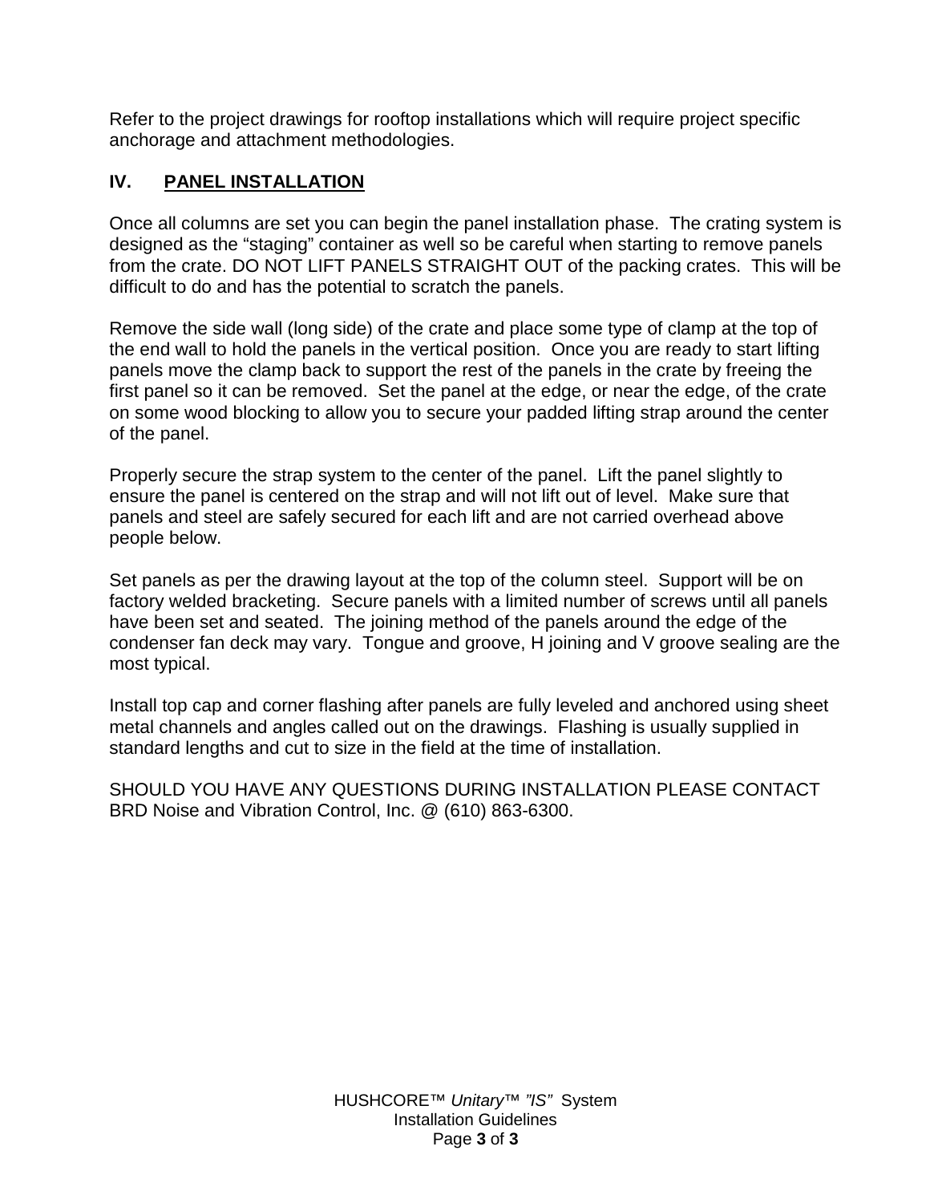Refer to the project drawings for rooftop installations which will require project specific anchorage and attachment methodologies.

## IV. PANEL INSTALLATION

Once all columns are set you can begin the panel installation phase. The crating system is designed as the "staging" container as well so be careful when starting to remove panels from the crate. DO NOT LIFT PANELS STRAIGHT OUT of the packing crates. This will be difficult to do and has the potential to scratch the panels.

Remove the side wall (long side) of the crate and place some type of clamp at the top of the end wall to hold the panels in the vertical position. Once you are ready to start lifting panels move the clamp back to support the rest of the panels in the crate by freeing the first panel so it can be removed. Set the panel at the edge, or near the edge, of the crate on some wood blocking to allow you to secure your padded lifting strap around the center of the panel.

Properly secure the strap system to the center of the panel. Lift the panel slightly to ensure the panel is centered on the strap and will not lift out of level. Make sure that panels and steel are safely secured for each lift and are not carried overhead above people below.

Set panels as per the drawing layout at the top of the column steel. Support will be on factory welded bracketing. Secure panels with a limited number of screws until all panels have been set and seated. The joining method of the panels around the edge of the condenser fan deck may vary. Tongue and groove, H joining and V groove sealing are the most typical.

Install top cap and corner flashing after panels are fully leveled and anchored using sheet metal channels and angles called out on the drawings. Flashing is usually supplied in standard lengths and cut to size in the field at the time of installation.

SHOULD YOU HAVE ANY QUESTIONS DURING INSTALLATION PLEASE CONTACT BRD Noise and Vibration Control, Inc. @ (610) 863-6300.